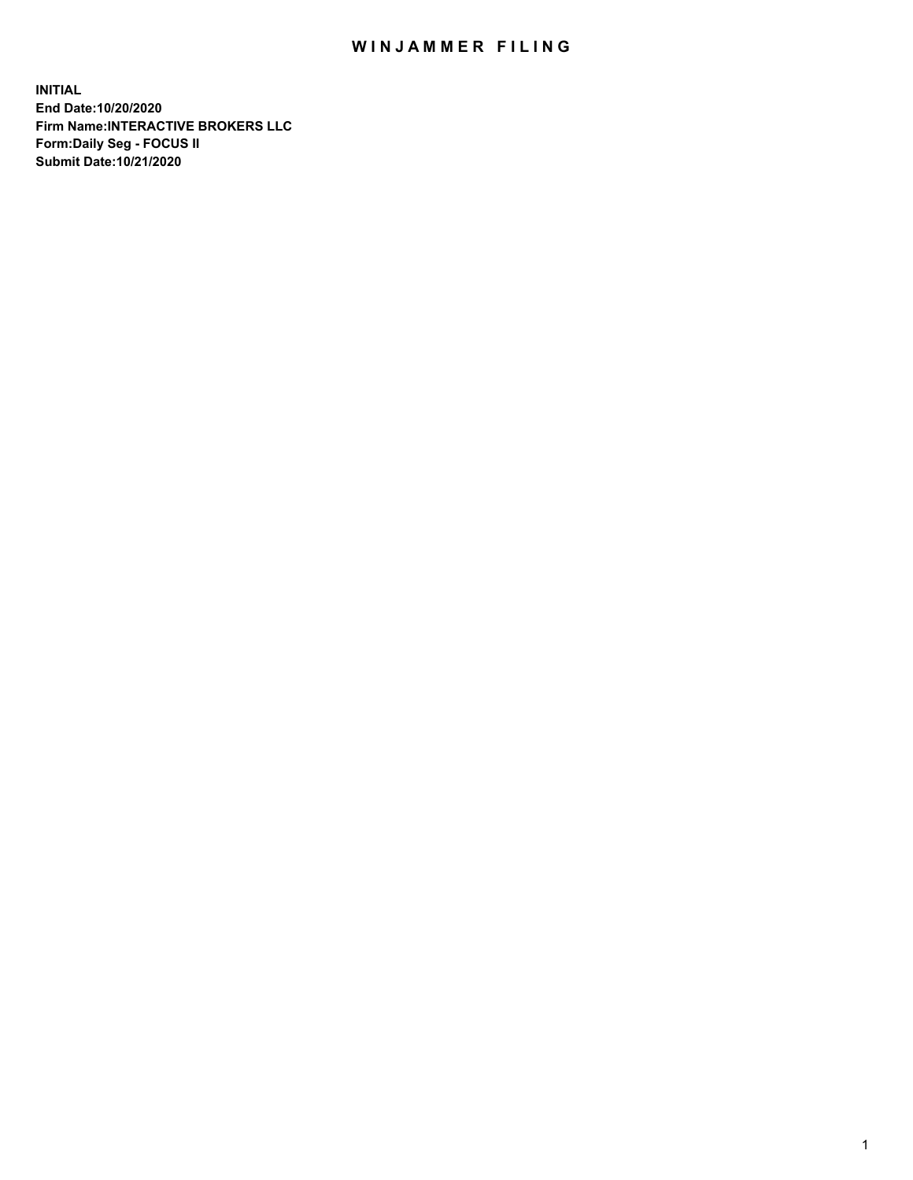# WINJAMMER FILING

**INITIAL**
**End Date:10/20/2020**
**Firm Name:INTERACTIVE BROKERS LLC**
**Form:Daily Seg - FOCUS II**
**Submit Date:10/21/2020**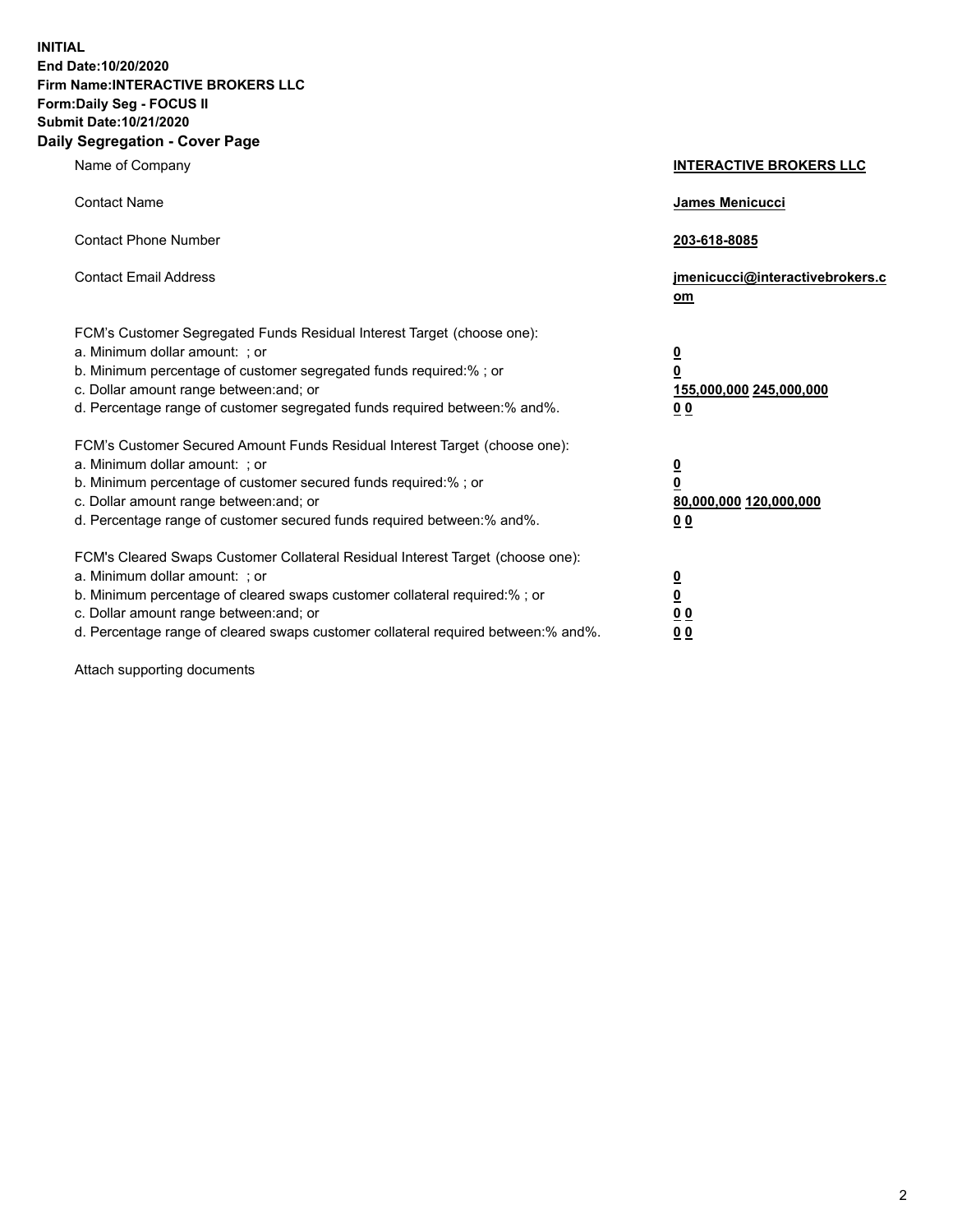**INITIAL**
**End Date:10/20/2020**
**Firm Name:INTERACTIVE BROKERS LLC**
**Form:Daily Seg - FOCUS II**
**Submit Date:10/21/2020**

## Daily Segregation - Cover Page

| | |
|---|---|
| Name of Company | **INTERACTIVE BROKERS LLC** |
| Contact Name | **James Menicucci** |
| Contact Phone Number | **203-618-8085** |
| Contact Email Address | **jmenicucci@interactivebrokers.com** |
| FCM's Customer Segregated Funds Residual Interest Target (choose one): | |
| a. Minimum dollar amount: ; or | **0** |
| b. Minimum percentage of customer segregated funds required:% ; or | **0** |
| c. Dollar amount range between:and; or | **155,000,000 245,000,000** |
| d. Percentage range of customer segregated funds required between:% and%. | **0 0** |
| FCM's Customer Secured Amount Funds Residual Interest Target (choose one): | |
| a. Minimum dollar amount: ; or | **0** |
| b. Minimum percentage of customer secured funds required:% ; or | **0** |
| c. Dollar amount range between:and; or | **80,000,000 120,000,000** |
| d. Percentage range of customer secured funds required between:% and%. | **0 0** |
| FCM's Cleared Swaps Customer Collateral Residual Interest Target (choose one): | |
| a. Minimum dollar amount: ; or | **0** |
| b. Minimum percentage of cleared swaps customer collateral required:% ; or | **0** |
| c. Dollar amount range between:and; or | **0 0** |
| d. Percentage range of cleared swaps customer collateral required between:% and%. | **0 0** |

Attach supporting documents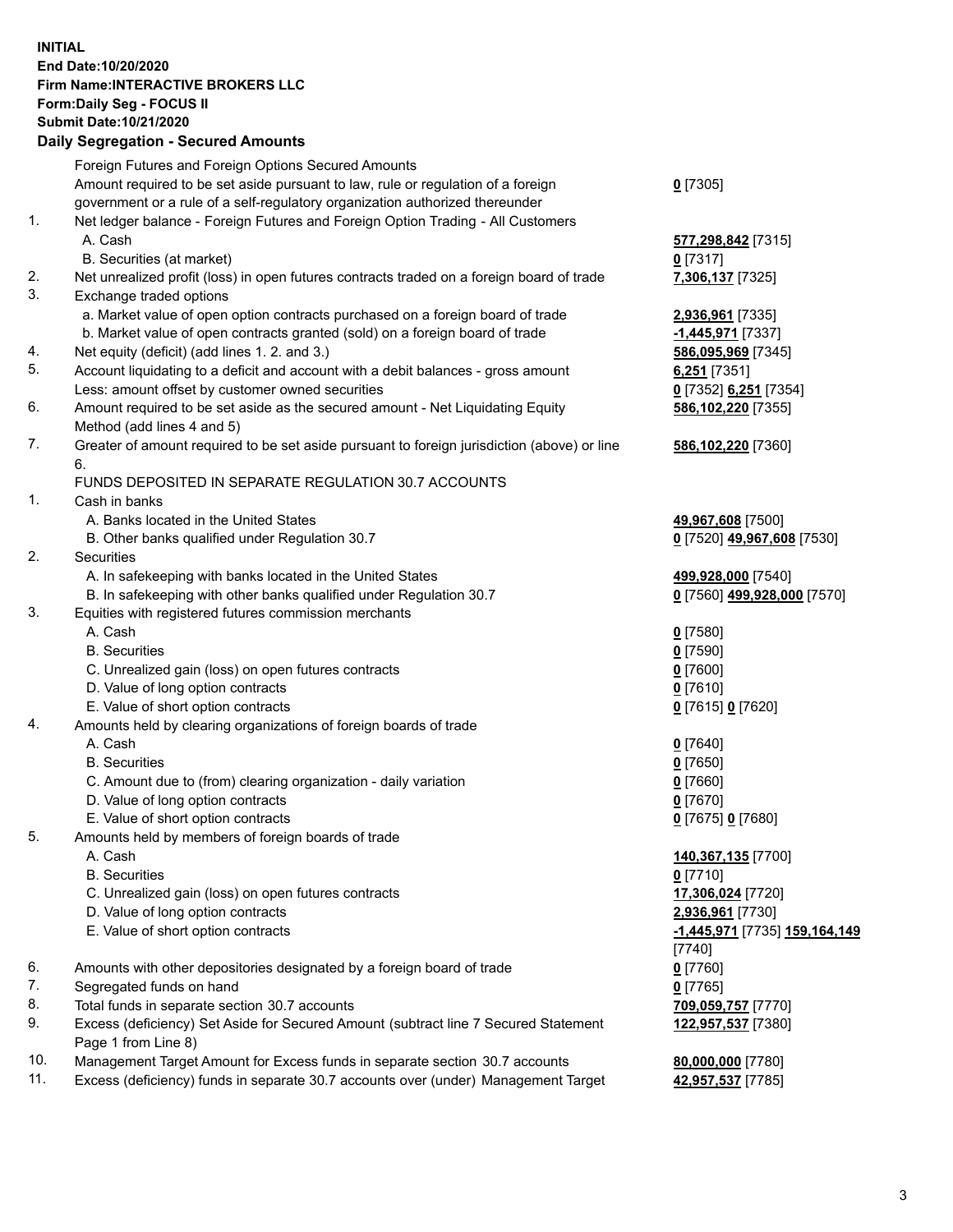**INITIAL**
**End Date:10/20/2020**
**Firm Name:INTERACTIVE BROKERS LLC**
**Form:Daily Seg - FOCUS II**
**Submit Date:10/21/2020**

## Daily Segregation - Secured Amounts

| | | |
|---|---|---|
| | Foreign Futures and Foreign Options Secured Amounts | |
| | Amount required to be set aside pursuant to law, rule or regulation of a foreign government or a rule of a self-regulatory organization authorized thereunder | **0** [7305] |
| 1. | Net ledger balance - Foreign Futures and Foreign Option Trading - All Customers | |
| | A. Cash | **577,298,842** [7315] |
| | B. Securities (at market) | **0** [7317] |
| 2. | Net unrealized profit (loss) in open futures contracts traded on a foreign board of trade | **7,306,137** [7325] |
| 3. | Exchange traded options | |
| | a. Market value of open option contracts purchased on a foreign board of trade | **2,936,961** [7335] |
| | b. Market value of open contracts granted (sold) on a foreign board of trade | **-1,445,971** [7337] |
| 4. | Net equity (deficit) (add lines 1. 2. and 3.) | **586,095,969** [7345] |
| 5. | Account liquidating to a deficit and account with a debit balances - gross amount | **6,251** [7351] |
| | Less: amount offset by customer owned securities | **0** [7352] **6,251** [7354] |
| 6. | Amount required to be set aside as the secured amount - Net Liquidating Equity Method (add lines 4 and 5) | **586,102,220** [7355] |
| 7. | Greater of amount required to be set aside pursuant to foreign jurisdiction (above) or line 6. | **586,102,220** [7360] |
| | FUNDS DEPOSITED IN SEPARATE REGULATION 30.7 ACCOUNTS | |
| 1. | Cash in banks | |
| | A. Banks located in the United States | **49,967,608** [7500] |
| | B. Other banks qualified under Regulation 30.7 | **0** [7520] **49,967,608** [7530] |
| 2. | Securities | |
| | A. In safekeeping with banks located in the United States | **499,928,000** [7540] |
| | B. In safekeeping with other banks qualified under Regulation 30.7 | **0** [7560] **499,928,000** [7570] |
| 3. | Equities with registered futures commission merchants | |
| | A. Cash | **0** [7580] |
| | B. Securities | **0** [7590] |
| | C. Unrealized gain (loss) on open futures contracts | **0** [7600] |
| | D. Value of long option contracts | **0** [7610] |
| | E. Value of short option contracts | **0** [7615] **0** [7620] |
| 4. | Amounts held by clearing organizations of foreign boards of trade | |
| | A. Cash | **0** [7640] |
| | B. Securities | **0** [7650] |
| | C. Amount due to (from) clearing organization - daily variation | **0** [7660] |
| | D. Value of long option contracts | **0** [7670] |
| | E. Value of short option contracts | **0** [7675] **0** [7680] |
| 5. | Amounts held by members of foreign boards of trade | |
| | A. Cash | **140,367,135** [7700] |
| | B. Securities | **0** [7710] |
| | C. Unrealized gain (loss) on open futures contracts | **17,306,024** [7720] |
| | D. Value of long option contracts | **2,936,961** [7730] |
| | E. Value of short option contracts | **-1,445,971** [7735] **159,164,149** [7740] |
| 6. | Amounts with other depositories designated by a foreign board of trade | **0** [7760] |
| 7. | Segregated funds on hand | **0** [7765] |
| 8. | Total funds in separate section 30.7 accounts | **709,059,757** [7770] |
| 9. | Excess (deficiency) Set Aside for Secured Amount (subtract line 7 Secured Statement Page 1 from Line 8) | **122,957,537** [7380] |
| 10. | Management Target Amount for Excess funds in separate section 30.7 accounts | **80,000,000** [7780] |
| 11. | Excess (deficiency) funds in separate 30.7 accounts over (under) Management Target | **42,957,537** [7785] |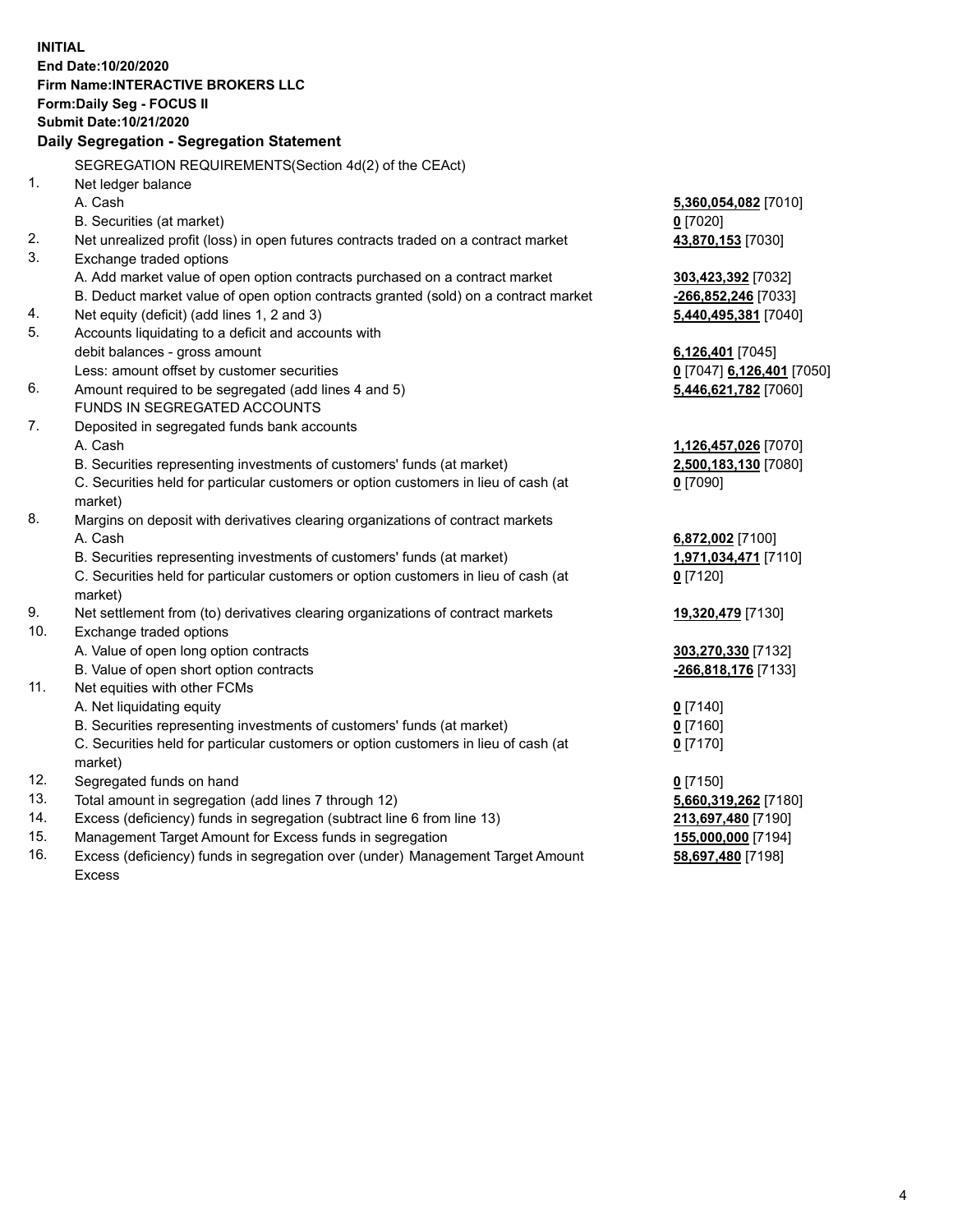**INITIAL**
**End Date:10/20/2020**
**Firm Name:INTERACTIVE BROKERS LLC**
**Form:Daily Seg - FOCUS II**
**Submit Date:10/21/2020**

**Daily Segregation - Segregation Statement**

| | | |
|---|---|---|
| | SEGREGATION REQUIREMENTS(Section 4d(2) of the CEAct) | |
| 1. | Net ledger balance | |
| | A. Cash | **5,360,054,082** [7010] |
| | B. Securities (at market) | **0** [7020] |
| 2. | Net unrealized profit (loss) in open futures contracts traded on a contract market | **43,870,153** [7030] |
| 3. | Exchange traded options | |
| | A. Add market value of open option contracts purchased on a contract market | **303,423,392** [7032] |
| | B. Deduct market value of open option contracts granted (sold) on a contract market | **-266,852,246** [7033] |
| 4. | Net equity (deficit) (add lines 1, 2 and 3) | **5,440,495,381** [7040] |
| 5. | Accounts liquidating to a deficit and accounts with | |
| | debit balances - gross amount | **6,126,401** [7045] |
| | Less: amount offset by customer securities | **0** [7047] **6,126,401** [7050] |
| 6. | Amount required to be segregated (add lines 4 and 5) | **5,446,621,782** [7060] |
| | FUNDS IN SEGREGATED ACCOUNTS | |
| 7. | Deposited in segregated funds bank accounts | |
| | A. Cash | **1,126,457,026** [7070] |
| | B. Securities representing investments of customers' funds (at market) | **2,500,183,130** [7080] |
| | C. Securities held for particular customers or option customers in lieu of cash (at market) | **0** [7090] |
| 8. | Margins on deposit with derivatives clearing organizations of contract markets | |
| | A. Cash | **6,872,002** [7100] |
| | B. Securities representing investments of customers' funds (at market) | **1,971,034,471** [7110] |
| | C. Securities held for particular customers or option customers in lieu of cash (at market) | **0** [7120] |
| 9. | Net settlement from (to) derivatives clearing organizations of contract markets | **19,320,479** [7130] |
| 10. | Exchange traded options | |
| | A. Value of open long option contracts | **303,270,330** [7132] |
| | B. Value of open short option contracts | **-266,818,176** [7133] |
| 11. | Net equities with other FCMs | |
| | A. Net liquidating equity | **0** [7140] |
| | B. Securities representing investments of customers' funds (at market) | **0** [7160] |
| | C. Securities held for particular customers or option customers in lieu of cash (at market) | **0** [7170] |
| 12. | Segregated funds on hand | **0** [7150] |
| 13. | Total amount in segregation (add lines 7 through 12) | **5,660,319,262** [7180] |
| 14. | Excess (deficiency) funds in segregation (subtract line 6 from line 13) | **213,697,480** [7190] |
| 15. | Management Target Amount for Excess funds in segregation | **155,000,000** [7194] |
| 16. | Excess (deficiency) funds in segregation over (under) Management Target Amount Excess | **58,697,480** [7198] |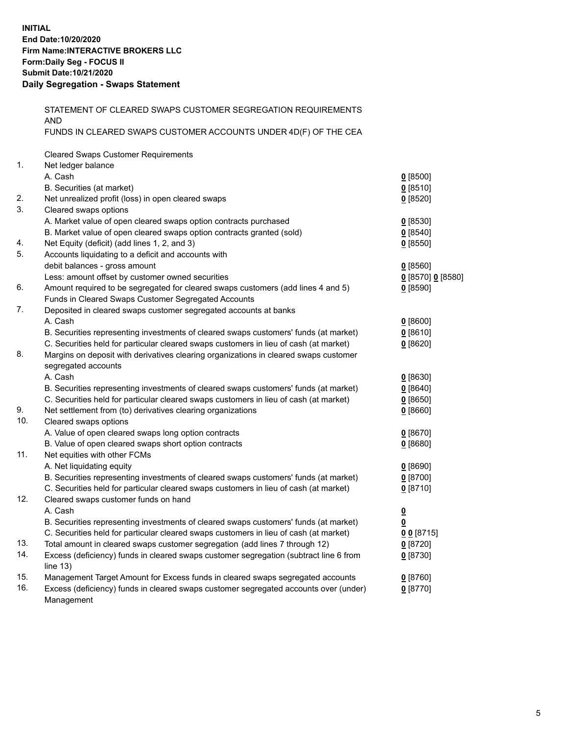**INITIAL**
**End Date:10/20/2020**
**Firm Name:INTERACTIVE BROKERS LLC**
**Form:Daily Seg - FOCUS II**
**Submit Date:10/21/2020**
**Daily Segregation - Swaps Statement**

STATEMENT OF CLEARED SWAPS CUSTOMER SEGREGATION REQUIREMENTS AND FUNDS IN CLEARED SWAPS CUSTOMER ACCOUNTS UNDER 4D(F) OF THE CEA

| | | |
|---|---|---|
| | Cleared Swaps Customer Requirements | |
| 1. | Net ledger balance | |
| | A. Cash | 0 [8500] |
| | B. Securities (at market) | 0 [8510] |
| 2. | Net unrealized profit (loss) in open cleared swaps | 0 [8520] |
| 3. | Cleared swaps options | |
| | A. Market value of open cleared swaps option contracts purchased | 0 [8530] |
| | B. Market value of open cleared swaps option contracts granted (sold) | 0 [8540] |
| 4. | Net Equity (deficit) (add lines 1, 2, and 3) | 0 [8550] |
| 5. | Accounts liquidating to a deficit and accounts with debit balances - gross amount | 0 [8560] |
| | Less: amount offset by customer owned securities | 0 [8570] 0 [8580] |
| 6. | Amount required to be segregated for cleared swaps customers (add lines 4 and 5) | 0 [8590] |
| | Funds in Cleared Swaps Customer Segregated Accounts | |
| 7. | Deposited in cleared swaps customer segregated accounts at banks | |
| | A. Cash | 0 [8600] |
| | B. Securities representing investments of cleared swaps customers' funds (at market) | 0 [8610] |
| | C. Securities held for particular cleared swaps customers in lieu of cash (at market) | 0 [8620] |
| 8. | Margins on deposit with derivatives clearing organizations in cleared swaps customer segregated accounts | |
| | A. Cash | 0 [8630] |
| | B. Securities representing investments of cleared swaps customers' funds (at market) | 0 [8640] |
| | C. Securities held for particular cleared swaps customers in lieu of cash (at market) | 0 [8650] |
| 9. | Net settlement from (to) derivatives clearing organizations | 0 [8660] |
| 10. | Cleared swaps options | |
| | A. Value of open cleared swaps long option contracts | 0 [8670] |
| | B. Value of open cleared swaps short option contracts | 0 [8680] |
| 11. | Net equities with other FCMs | |
| | A. Net liquidating equity | 0 [8690] |
| | B. Securities representing investments of cleared swaps customers' funds (at market) | 0 [8700] |
| | C. Securities held for particular cleared swaps customers in lieu of cash (at market) | 0 [8710] |
| 12. | Cleared swaps customer funds on hand | |
| | A. Cash | 0 |
| | B. Securities representing investments of cleared swaps customers' funds (at market) | 0 |
| | C. Securities held for particular cleared swaps customers in lieu of cash (at market) | 0 0 [8715] |
| 13. | Total amount in cleared swaps customer segregation (add lines 7 through 12) | 0 [8720] |
| 14. | Excess (deficiency) funds in cleared swaps customer segregation (subtract line 6 from line 13) | 0 [8730] |
| 15. | Management Target Amount for Excess funds in cleared swaps segregated accounts | 0 [8760] |
| 16. | Excess (deficiency) funds in cleared swaps customer segregated accounts over (under) Management | 0 [8770] |